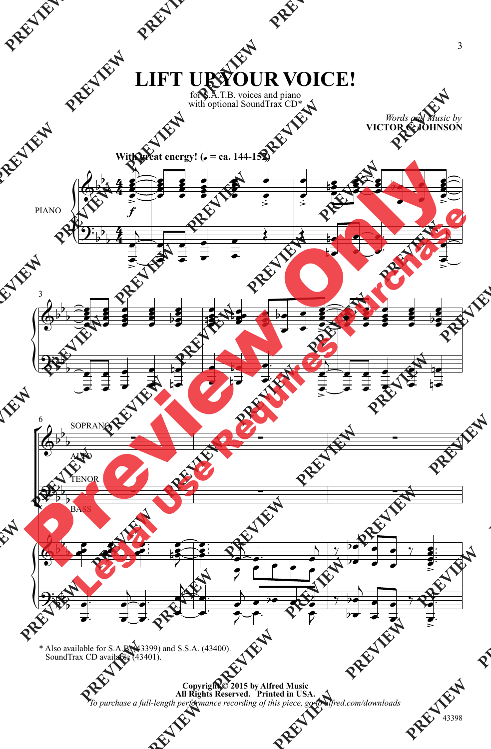# LIFT UP YOUR VOICE!

for S.A.T.B. voices and piano
with optional SoundTrax CD*

*Words and Music by*
**VICTOR C. JOHNSON**

**With great energy! (♩ = ca. 144-152)**

PIANO

SOPRANO

ALTO

TENOR

BASS

\* Also available for S.A.B. (43399) and S.S.A. (43400).
SoundTrax CD available (43401).

**Copyright © 2015 by Alfred Music**
**All Rights Reserved. Printed in USA.**
*To purchase a full-length performance recording of this piece, go to alfred.com/downloads*

43398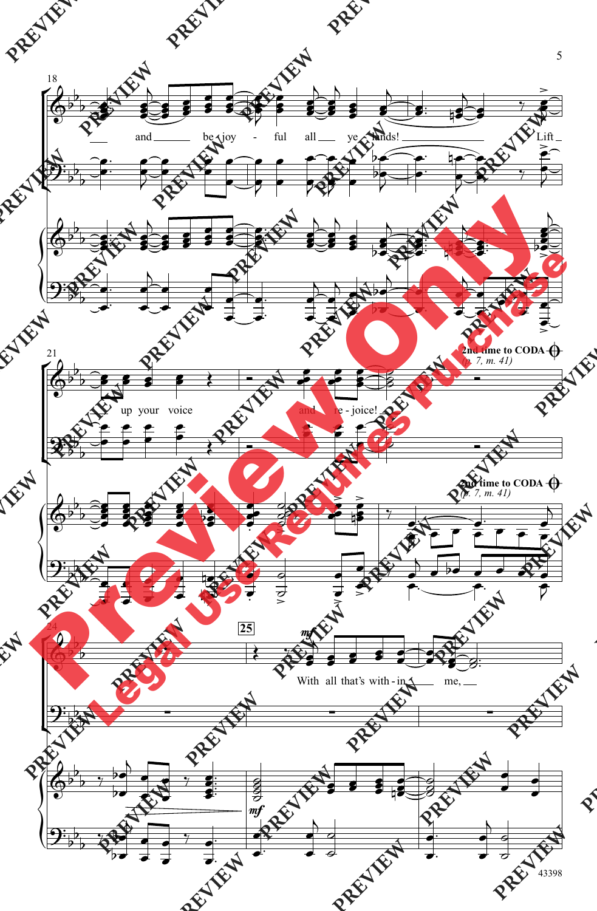18

and be - joy - ful all ye lands! Lift

21

2nd time to CODA (p. 7, m. 41)

up your voice and re - joice!

2nd time to CODA (p. 7, m. 41)

24

25

mf

With all that's with - in me,

mf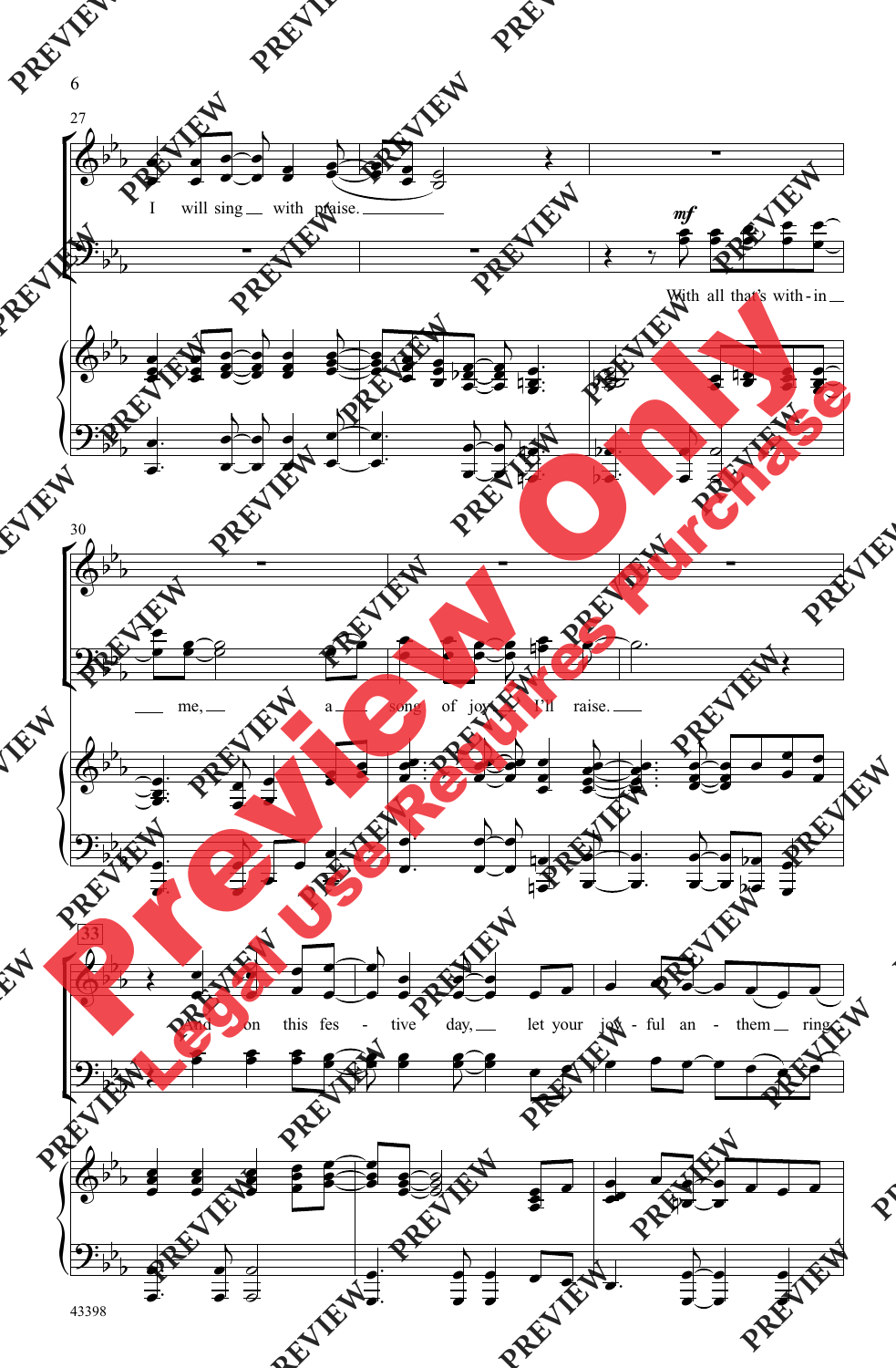27

I will sing with praise.

*mf*

With all that's with - in me, a song of joy I'll raise.

30

33

And on this fes - tive day, let your joy - ful an - them ring,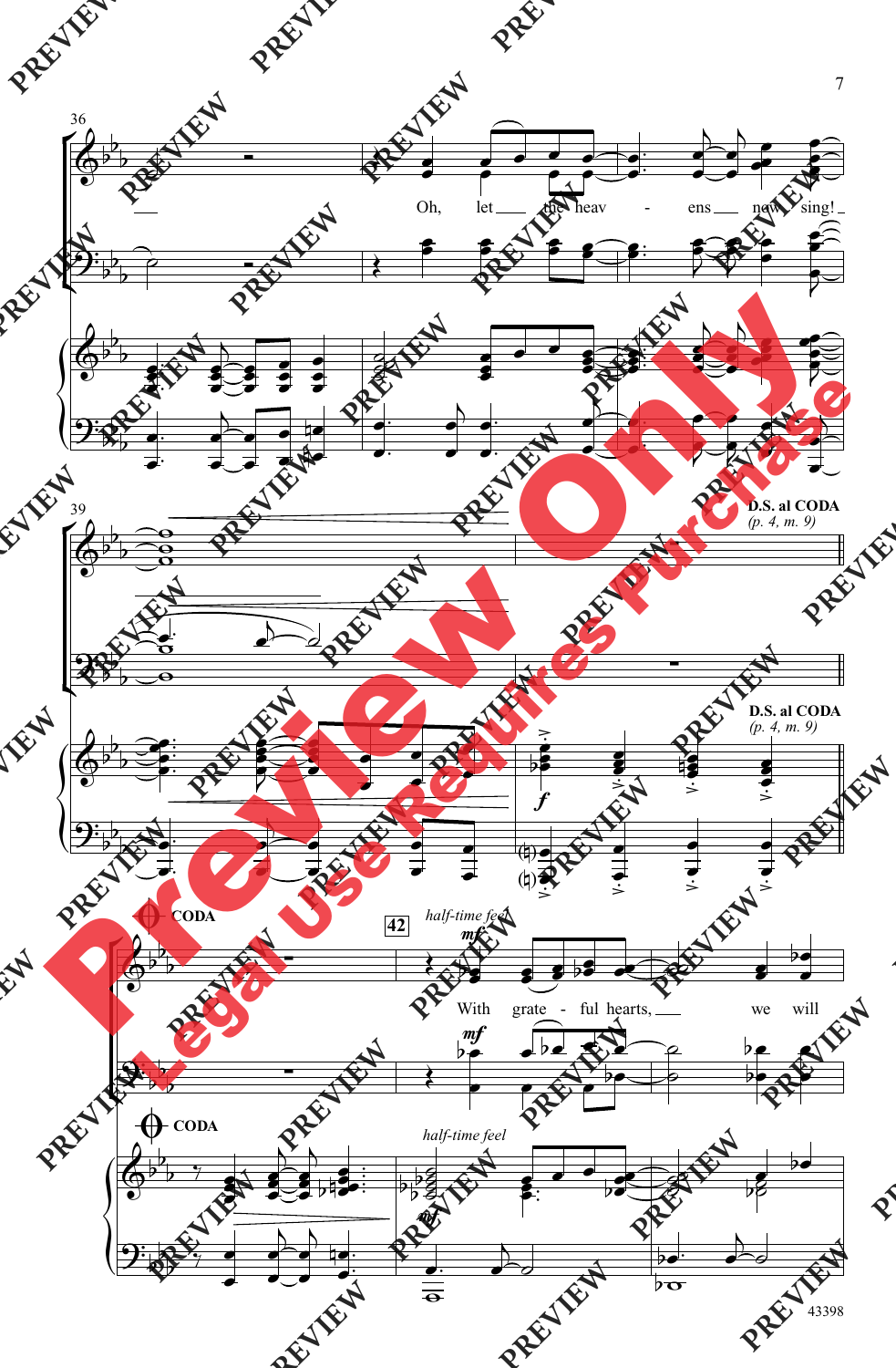36

Oh, let the heav - ens now sing!

39

**D.S. al CODA** *(p. 4, m. 9)*

**D.S. al CODA** *(p. 4, m. 9)*

**CODA**

42 *half-time feel*

*mf*

With grate - ful hearts, we will

**CODA**

*half-time feel*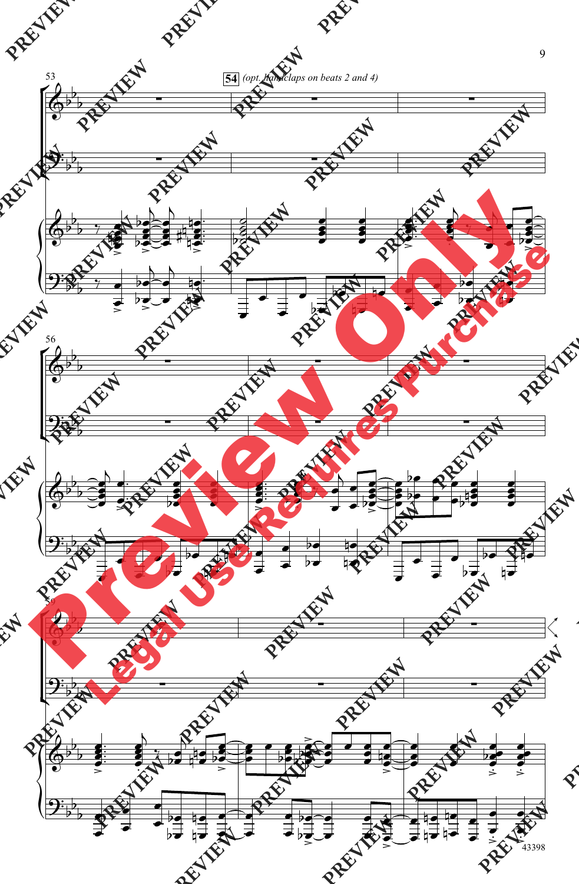54 *(opt. handclaps on beats 2 and 4)*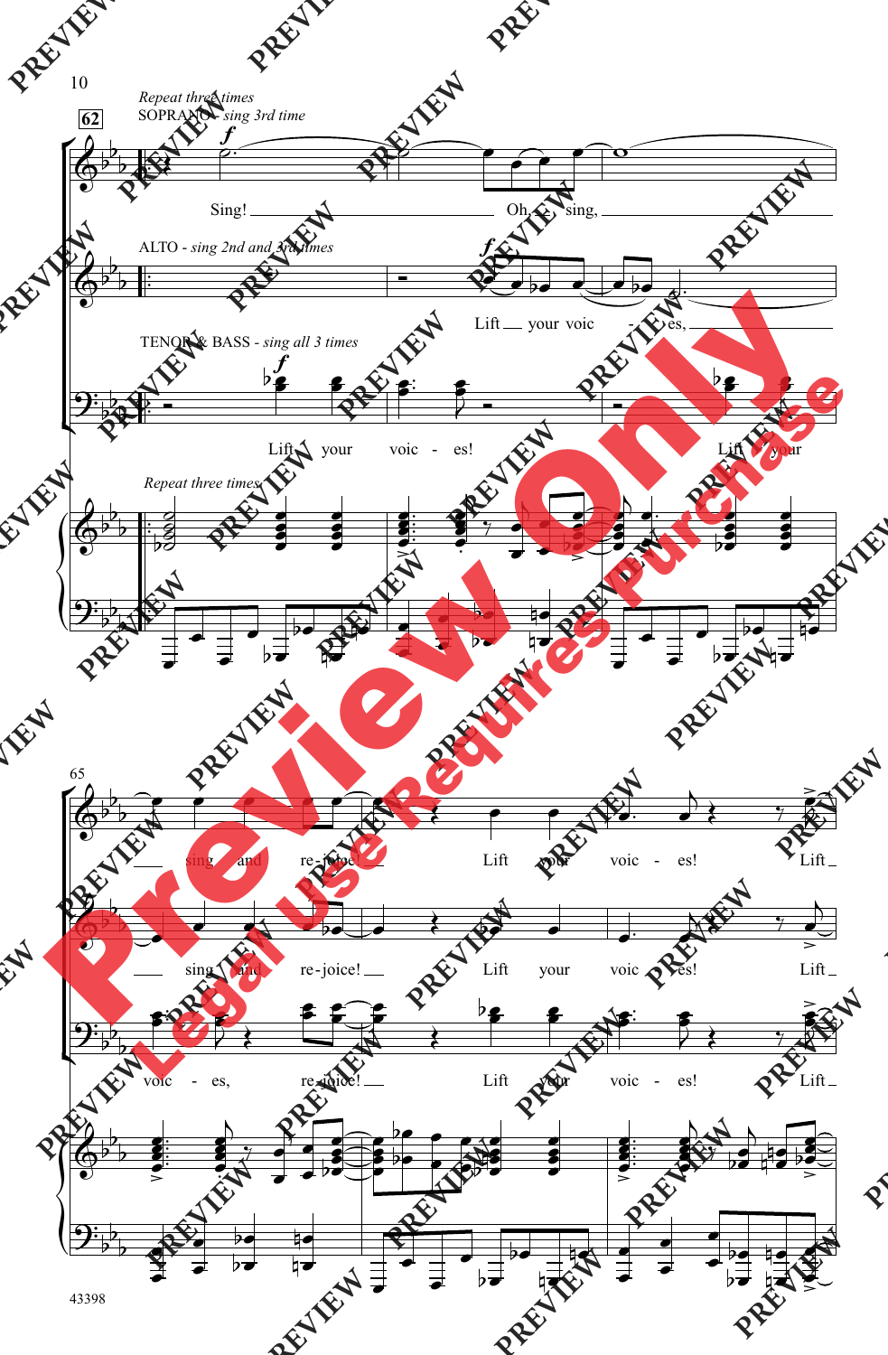*Repeat three times*

SOPRANO - *sing 3rd time*

Sing! Oh, sing,

ALTO - *sing 2nd and 3rd times*

Lift your voic - es,

TENOR & BASS - *sing all 3 times*

Lift your voic - es! Lift your

*Repeat three times*

sing and re-joice! Lift your voic - es! Lift

sing and re-joice! Lift your voic - es! Lift

voic - es, re-joice! Lift your voic - es! Lift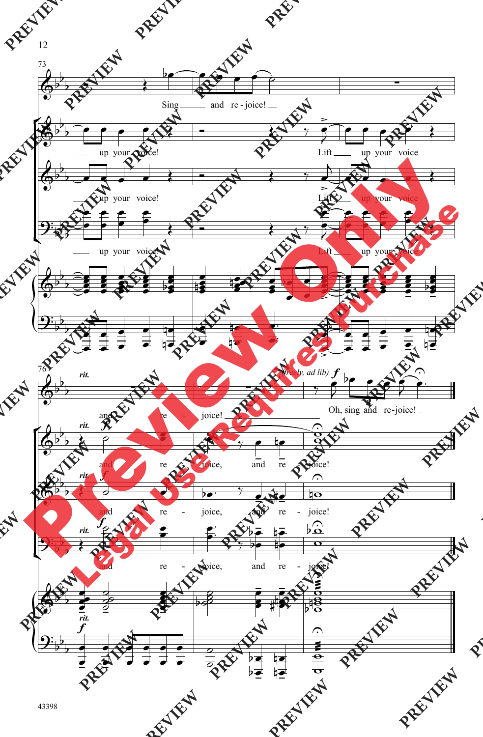73

Sing and re - joice!

up your voice! Lift up your voice

up your voice! Lift up your voice

up your voice! Lift up your voice

76

*rit.*

(freely, ad lib) *f*

and re - joice! Oh, sing and re-joice!

and re - joice, and re - joice!

and re - joice, and re - joice!

and re - joice, and re - joice!

43398